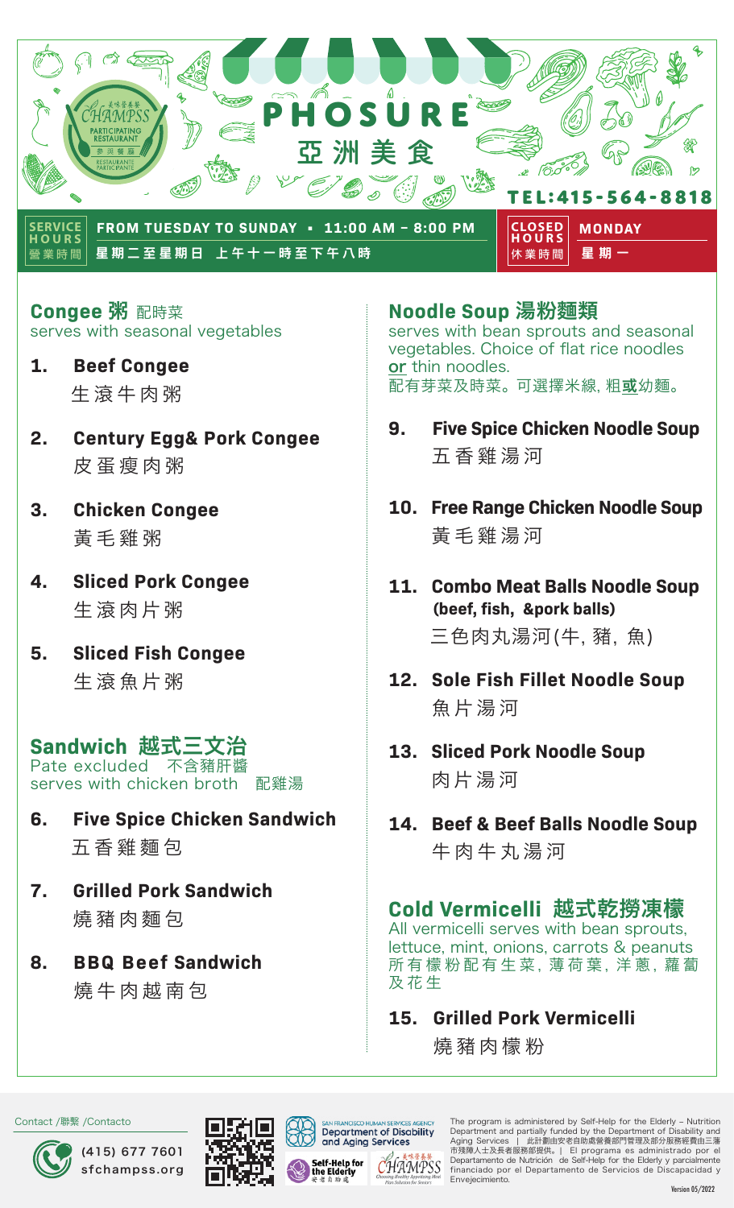# PHOSURE
## 亞洲美食

CHAMPSS 美味營養餐 PARTICIPATING RESTAURANT 參與餐廳 RESTAURANTE PARTICIPANTE

TEL:415-564-8818

**SERVICE HOURS 營業時間** FROM TUESDAY TO SUNDAY • 11:00 AM – 8:00 PM
星期二至星期日 上午十一時至下午八時

**CLOSED HOURS 休業時間** MONDAY
星期一

## Congee 粥 配時菜

serves with seasonal vegetables

1. **Beef Congee**
   生滾牛肉粥
2. **Century Egg& Pork Congee**
   皮蛋瘦肉粥
3. **Chicken Congee**
   黃毛雞粥
4. **Sliced Pork Congee**
   生滾肉片粥
5. **Sliced Fish Congee**
   生滾魚片粥

## Sandwich 越式三文治

Pate excluded 不含豬肝醬
serves with chicken broth 配雞湯

6. **Five Spice Chicken Sandwich**
   五香雞麵包
7. **Grilled Pork Sandwich**
   燒豬肉麵包
8. **BBQ Beef Sandwich**
   燒牛肉越南包

## Noodle Soup 湯粉麵類

serves with bean sprouts and seasonal vegetables. Choice of flat rice noodles **or** thin noodles.
配有芽菜及時菜。可選擇米線, 粗**或**幼麵。

9. **Five Spice Chicken Noodle Soup**
   五香雞湯河
10. **Free Range Chicken Noodle Soup**
    黃毛雞湯河
11. **Combo Meat Balls Noodle Soup (beef, fish, &pork balls)**
    三色肉丸湯河(牛, 豬, 魚)
12. **Sole Fish Fillet Noodle Soup**
    魚片湯河
13. **Sliced Pork Noodle Soup**
    肉片湯河
14. **Beef & Beef Balls Noodle Soup**
    牛肉牛丸湯河

## Cold Vermicelli 越式乾撈凍檬

All vermicelli serves with bean sprouts, lettuce, mint, onions, carrots & peanuts
所有檬粉配有生菜, 薄荷葉, 洋蔥, 蘿蔔及花生

15. **Grilled Pork Vermicelli**
    燒豬肉檬粉

Contact /聯繫 /Contacto

(415) 677 7601
sfchampss.org

San Francisco Human Services Agency Department of Disability and Aging Services

Self-Help for the Elderly 安老自助處

CHAMPSS 美味營養餐 Choosing Healthy Appetizing Meal Plan Solutions for Seniors

The program is administered by Self-Help for the Elderly – Nutrition Department and partially funded by the Department of Disability and Aging Services | 此計劃由安老自助處營養部門管理及部分服務經費由三藩市殘障人士及長者服務部提供。| El programa es administrado por el Departamento de Nutrición de Self-Help for the Elderly y parcialmente financiado por el Departamento de Servicios de Discapacidad y Envejecimiento.

Version 05/2022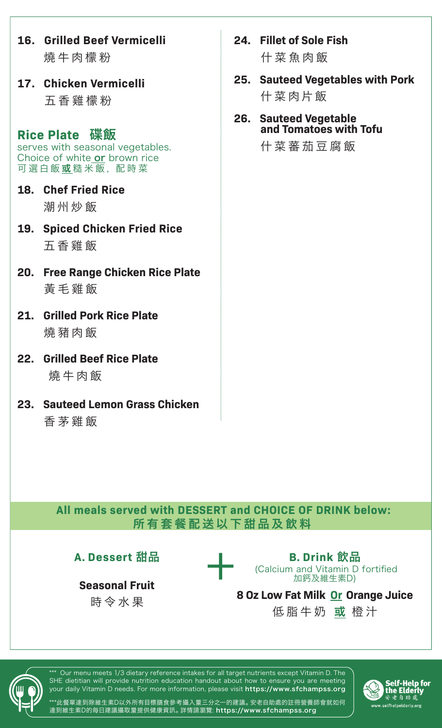**16. Grilled Beef Vermicelli**
燒牛肉檬粉

**17. Chicken Vermicelli**
五香雞檬粉

## Rice Plate 碟飯

serves with seasonal vegetables.
Choice of white **or** brown rice
可選白飯**或**糙米飯，配時菜

**18. Chef Fried Rice**
潮州炒飯

**19. Spiced Chicken Fried Rice**
五香雞飯

**20. Free Range Chicken Rice Plate**
黃毛雞飯

**21. Grilled Pork Rice Plate**
燒豬肉飯

**22. Grilled Beef Rice Plate**
燒牛肉飯

**23. Sauteed Lemon Grass Chicken**
香茅雞飯

**24. Fillet of Sole Fish**
什菜魚肉飯

**25. Sauteed Vegetables with Pork**
什菜肉片飯

**26. Sauteed Vegetable and Tomatoes with Tofu**
什菜蕃茄豆腐飯

## All meals served with DESSERT and CHOICE OF DRINK below:
## 所有套餐配送以下甜品及飲料

### A. Dessert 甜品

**Seasonal Fruit**
時令水果

+

### B. Drink 飲品

(Calcium and Vitamin D fortified
加鈣及維生素D)

**8 Oz Low Fat Milk Or Orange Juice**
低脂牛奶 **或** 橙汁

*** Our menu meets 1/3 dietary reference intakes for all target nutrients except Vitamin D. The SHE dietitian will provide nutrition education handout about how to ensure you are meeting your daily Vitamin D needs. For more information, please visit **https://www.sfchampss.org**

***此餐單達到除維生素D以外所有目標膳食參考攝入量三分之一的建議。安老自助處的註冊營養師會就如何達到維生素D的每日建議攝取量提供健康資訊。詳情請瀏覽: **https://www.sfchampss.org**

Self-Help for the Elderly
安老自助處
www.selfhelpelderly.org